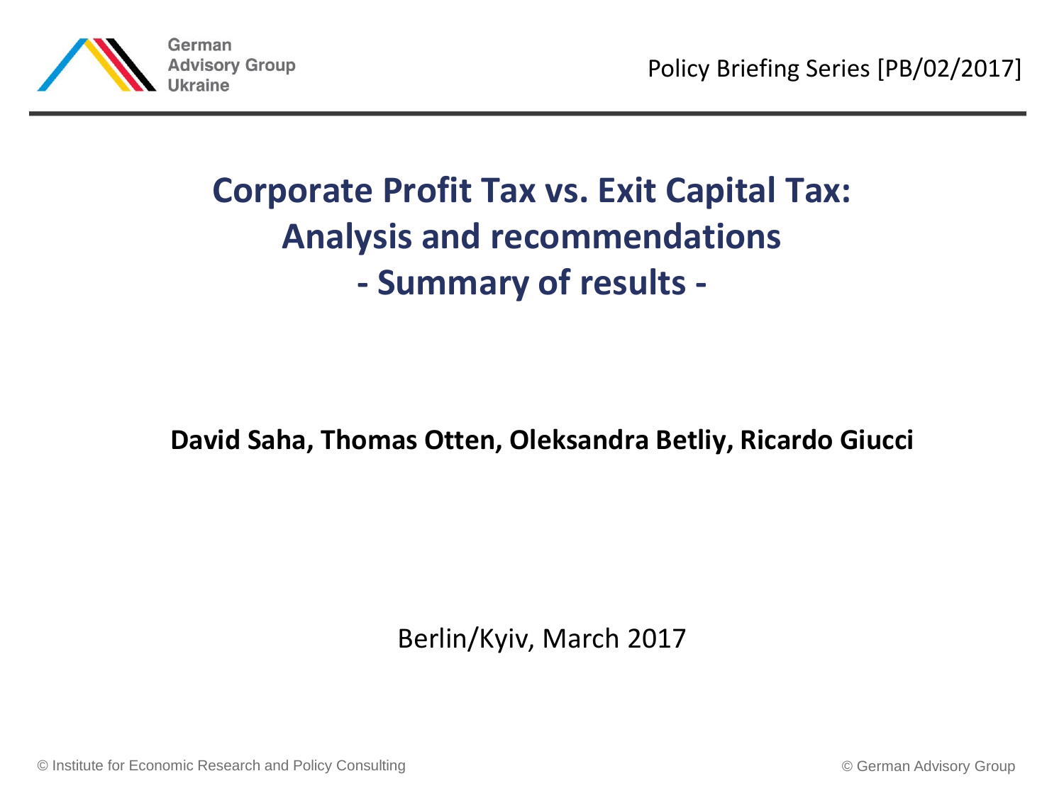German Advisory Group Ukraine

Policy Briefing Series [PB/02/2017]

# Corporate Profit Tax vs. Exit Capital Tax: Analysis and recommendations - Summary of results -

**David Saha, Thomas Otten, Oleksandra Betliy, Ricardo Giucci**

Berlin/Kyiv, March 2017

© Institute for Economic Research and Policy Consulting

© German Advisory Group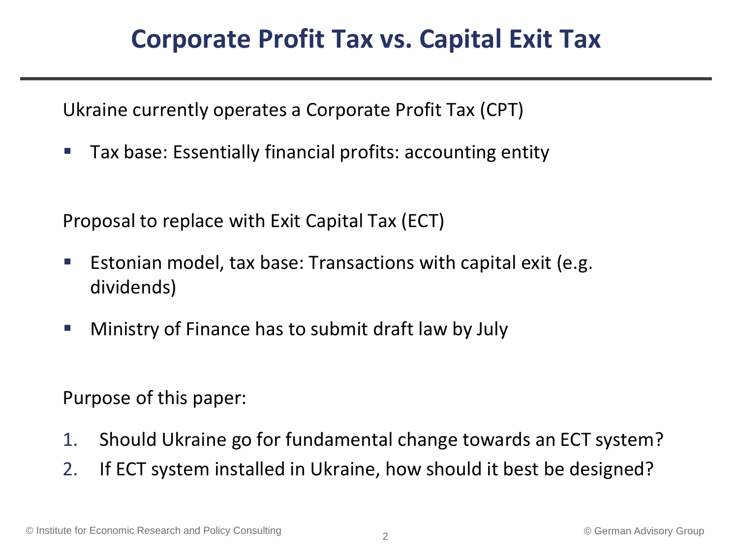# Corporate Profit Tax vs. Capital Exit Tax

Ukraine currently operates a Corporate Profit Tax (CPT)

- Tax base: Essentially financial profits: accounting entity

Proposal to replace with Exit Capital Tax (ECT)

- Estonian model, tax base: Transactions with capital exit (e.g. dividends)
- Ministry of Finance has to submit draft law by July

Purpose of this paper:

1. Should Ukraine go for fundamental change towards an ECT system?
2. If ECT system installed in Ukraine, how should it best be designed?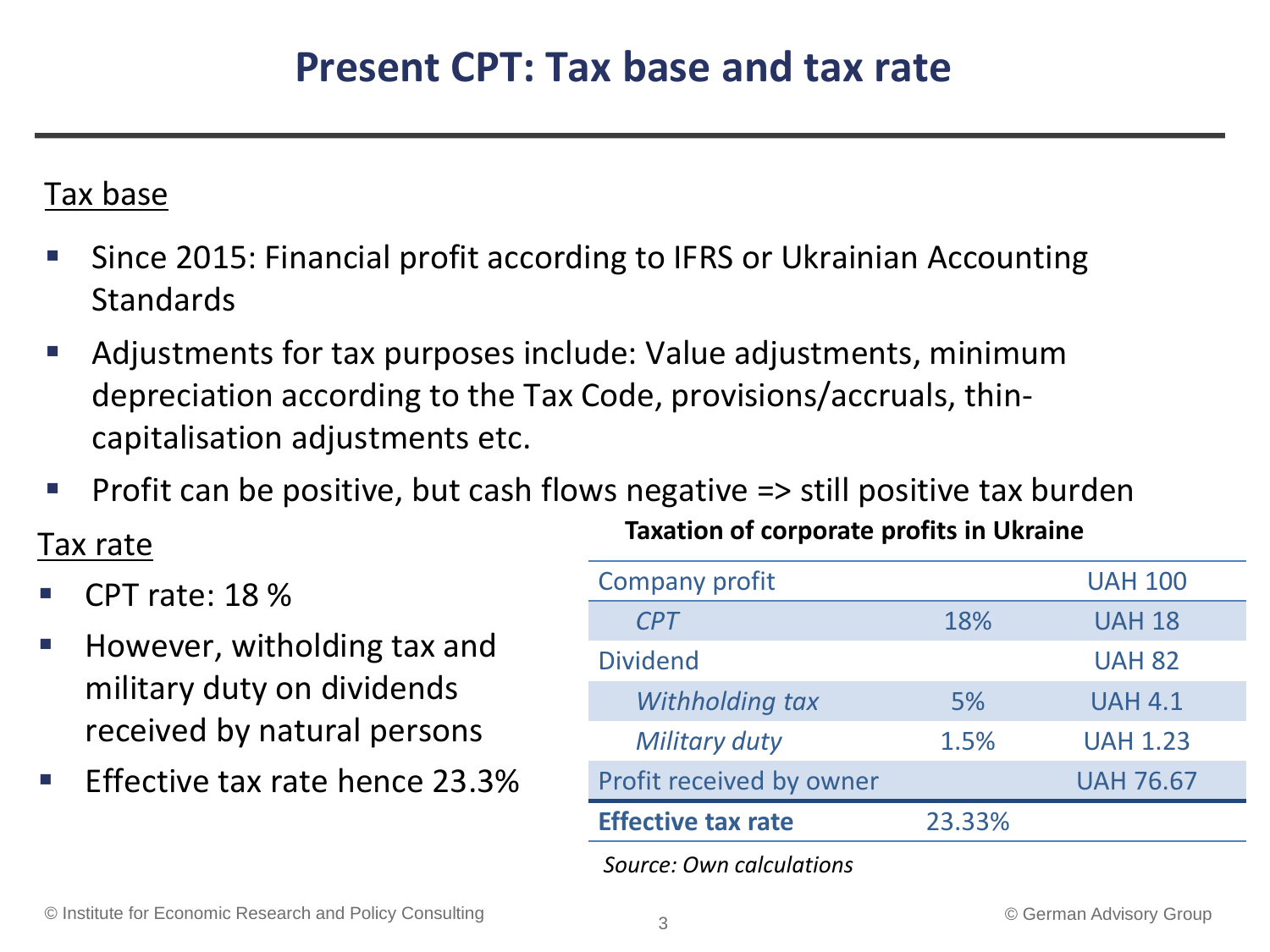# Present CPT: Tax base and tax rate

## Tax base

- Since 2015: Financial profit according to IFRS or Ukrainian Accounting Standards
- Adjustments for tax purposes include: Value adjustments, minimum depreciation according to the Tax Code, provisions/accruals, thin-capitalisation adjustments etc.
- Profit can be positive, but cash flows negative => still positive tax burden

## Tax rate

- CPT rate: 18 %
- However, witholding tax and military duty on dividends received by natural persons
- Effective tax rate hence 23.3%

**Taxation of corporate profits in Ukraine**

| | | |
|---|---|---|
| Company profit | | UAH 100 |
| *CPT* | 18% | UAH 18 |
| Dividend | | UAH 82 |
| *Withholding tax* | 5% | UAH 4.1 |
| *Military duty* | 1.5% | UAH 1.23 |
| Profit received by owner | | UAH 76.67 |
| **Effective tax rate** | 23.33% | |

*Source: Own calculations*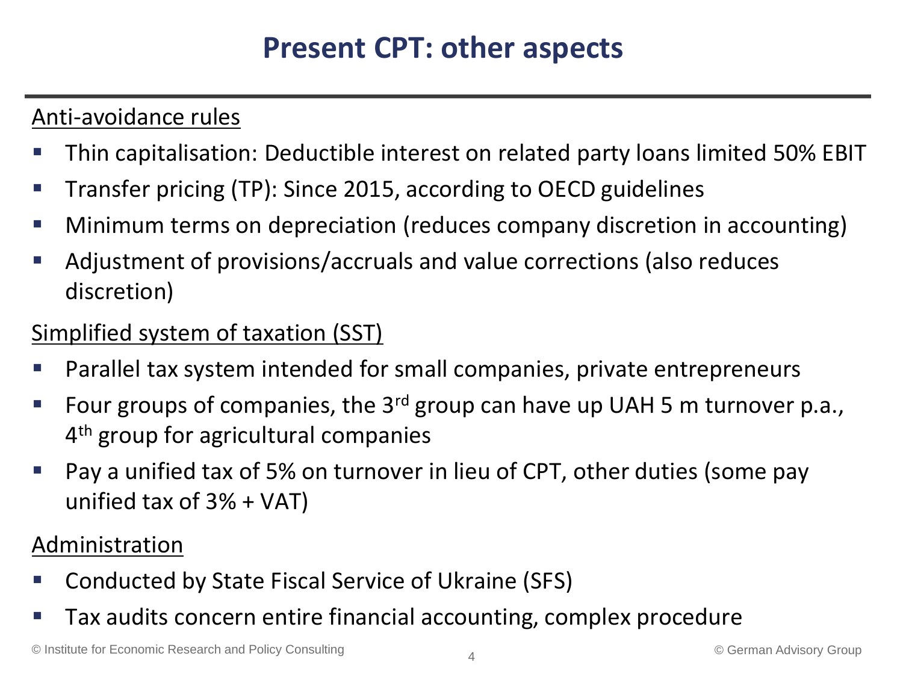# Present CPT: other aspects

Anti-avoidance rules

- Thin capitalisation: Deductible interest on related party loans limited 50% EBIT
- Transfer pricing (TP): Since 2015, according to OECD guidelines
- Minimum terms on depreciation (reduces company discretion in accounting)
- Adjustment of provisions/accruals and value corrections (also reduces discretion)

Simplified system of taxation (SST)

- Parallel tax system intended for small companies, private entrepreneurs
- Four groups of companies, the 3rd group can have up UAH 5 m turnover p.a., 4th group for agricultural companies
- Pay a unified tax of 5% on turnover in lieu of CPT, other duties (some pay unified tax of 3% + VAT)

Administration

- Conducted by State Fiscal Service of Ukraine (SFS)
- Tax audits concern entire financial accounting, complex procedure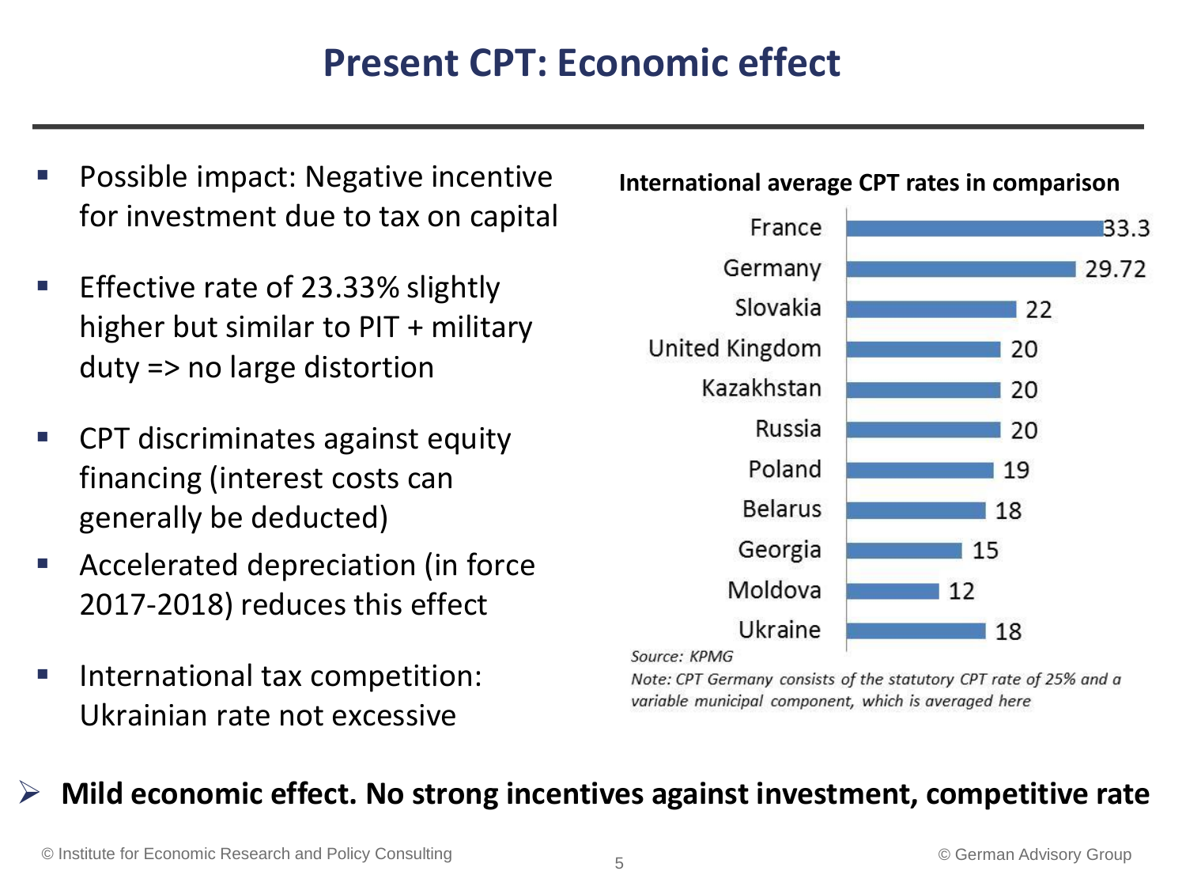# Present CPT: Economic effect

- Possible impact: Negative incentive for investment due to tax on capital
- Effective rate of 23.33% slightly higher but similar to PIT + military duty => no large distortion
- CPT discriminates against equity financing (interest costs can generally be deducted)
- Accelerated depreciation (in force 2017-2018) reduces this effect
- International tax competition: Ukrainian rate not excessive

**International average CPT rates in comparison**

France 33.3
Germany 29.72
Slovakia 22
United Kingdom 20
Kazakhstan 20
Russia 20
Poland 19
Belarus 18
Georgia 15
Moldova 12
Ukraine 18

*Source: KPMG*

*Note: CPT Germany consists of the statutory CPT rate of 25% and a variable municipal component, which is averaged here*

➢ **Mild economic effect. No strong incentives against investment, competitive rate**

© Institute for Economic Research and Policy Consulting

© German Advisory Group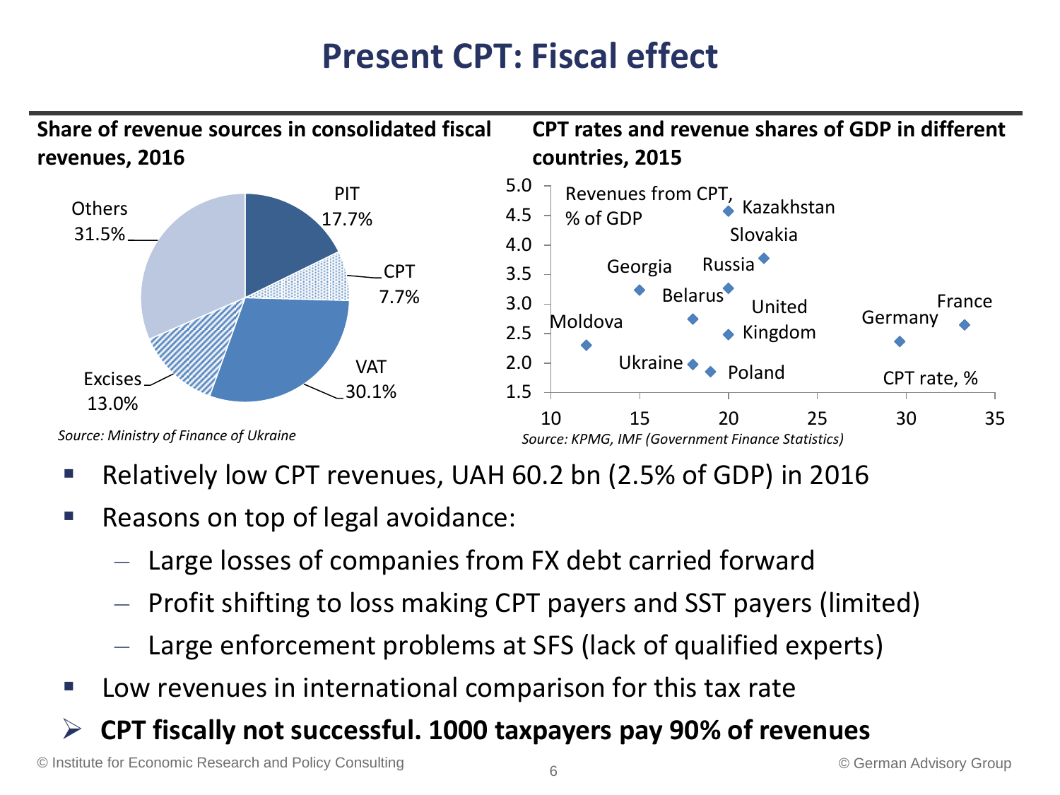# Present CPT: Fiscal effect

**Share of revenue sources in consolidated fiscal revenues, 2016**

PIT 17.7%
CPT 7.7%
VAT 30.1%
Excises 13.0%
Others 31.5%

*Source: Ministry of Finance of Ukraine*

**CPT rates and revenue shares of GDP in different countries, 2015**

Revenues from CPT, % of GDP

5.0
4.5
4.0
3.5
3.0
2.5
2.0
1.5

Kazakhstan
Slovakia
Georgia
Russia
Belarus
United Kingdom
Moldova
Ukraine
Poland
France
Germany

CPT rate, %

10
15
20
25
30
35

*Source: KPMG, IMF (Government Finance Statistics)*

- Relatively low CPT revenues, UAH 60.2 bn (2.5% of GDP) in 2016
- Reasons on top of legal avoidance:
  - Large losses of companies from FX debt carried forward
  - Profit shifting to loss making CPT payers and SST payers (limited)
  - Large enforcement problems at SFS (lack of qualified experts)
- Low revenues in international comparison for this tax rate

➢ **CPT fiscally not successful. 1000 taxpayers pay 90% of revenues**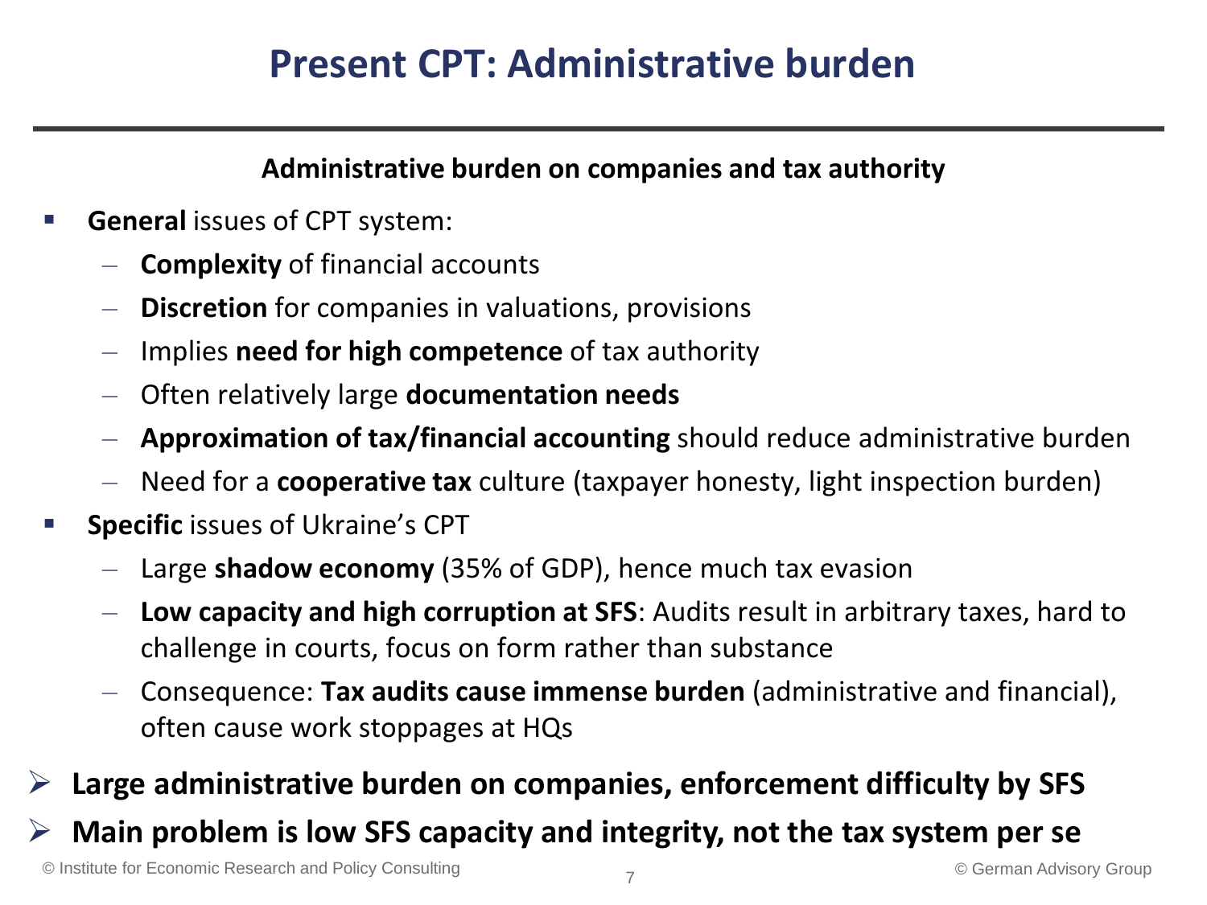# Present CPT: Administrative burden

**Administrative burden on companies and tax authority**

- **General** issues of CPT system:
  - **Complexity** of financial accounts
  - **Discretion** for companies in valuations, provisions
  - Implies **need for high competence** of tax authority
  - Often relatively large **documentation needs**
  - **Approximation of tax/financial accounting** should reduce administrative burden
  - Need for a **cooperative tax** culture (taxpayer honesty, light inspection burden)
- **Specific** issues of Ukraine's CPT
  - Large **shadow economy** (35% of GDP), hence much tax evasion
  - **Low capacity and high corruption at SFS**: Audits result in arbitrary taxes, hard to challenge in courts, focus on form rather than substance
  - Consequence: **Tax audits cause immense burden** (administrative and financial), often cause work stoppages at HQs

➢ **Large administrative burden on companies, enforcement difficulty by SFS**

➢ **Main problem is low SFS capacity and integrity, not the tax system per se**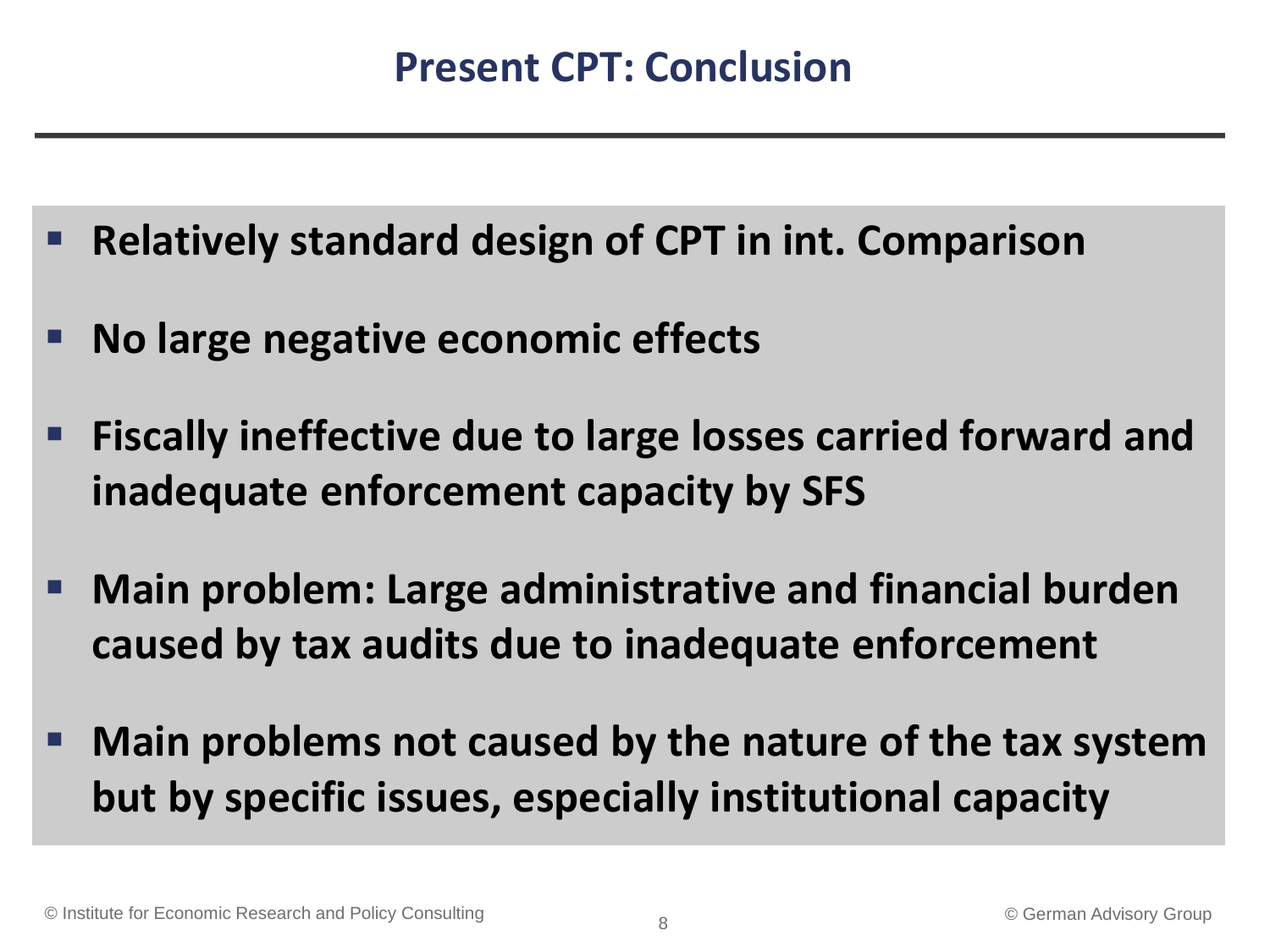# Present CPT: Conclusion

- **Relatively standard design of CPT in int. Comparison**
- **No large negative economic effects**
- **Fiscally ineffective due to large losses carried forward and inadequate enforcement capacity by SFS**
- **Main problem: Large administrative and financial burden caused by tax audits due to inadequate enforcement**
- **Main problems not caused by the nature of the tax system but by specific issues, especially institutional capacity**

© Institute for Economic Research and Policy Consulting

© German Advisory Group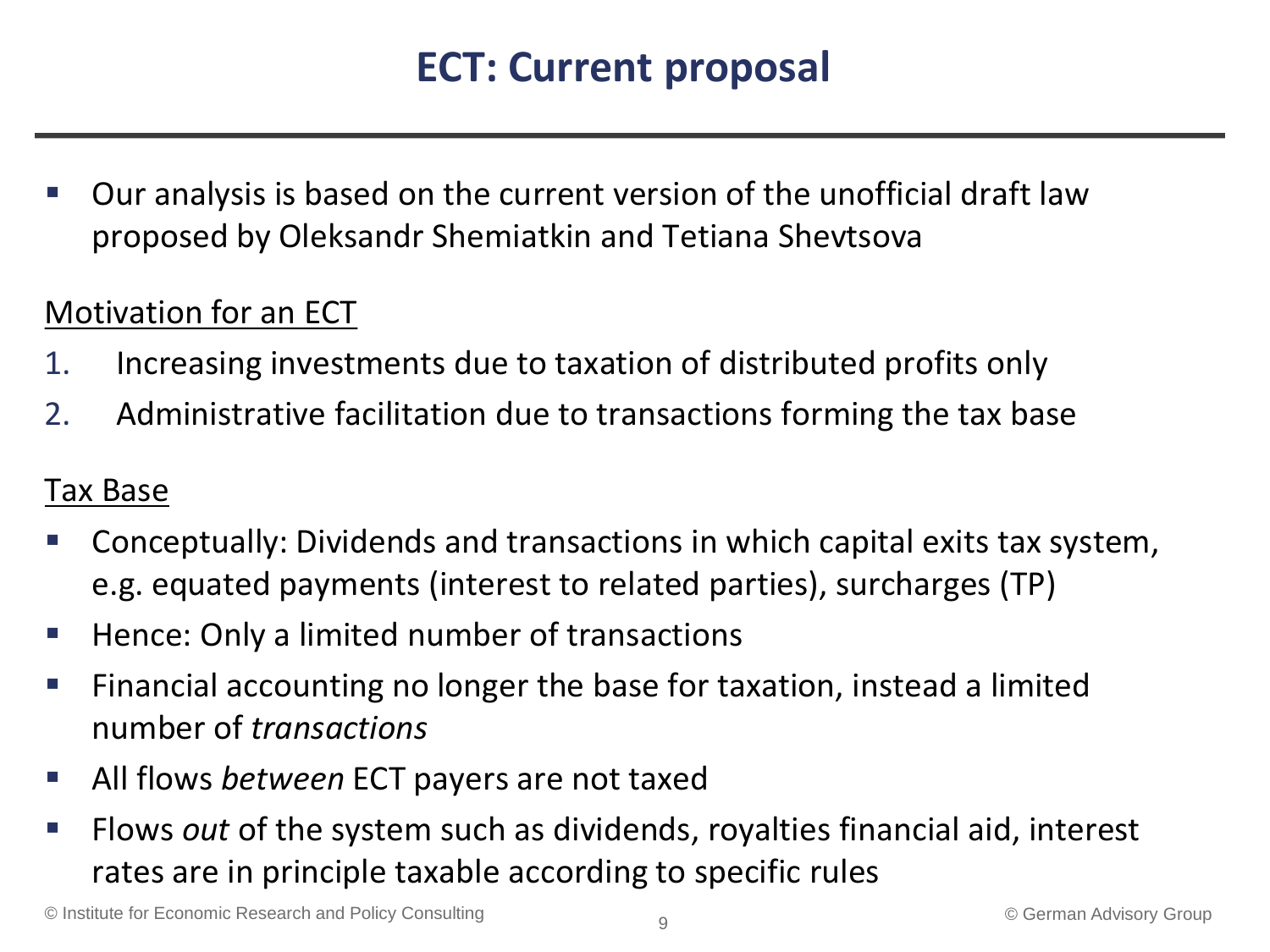# ECT: Current proposal

- Our analysis is based on the current version of the unofficial draft law proposed by Oleksandr Shemiatkin and Tetiana Shevtsova

<u>Motivation for an ECT</u>

1. Increasing investments due to taxation of distributed profits only
2. Administrative facilitation due to transactions forming the tax base

<u>Tax Base</u>

- Conceptually: Dividends and transactions in which capital exits tax system, e.g. equated payments (interest to related parties), surcharges (TP)
- Hence: Only a limited number of transactions
- Financial accounting no longer the base for taxation, instead a limited number of *transactions*
- All flows *between* ECT payers are not taxed
- Flows *out* of the system such as dividends, royalties financial aid, interest rates are in principle taxable according to specific rules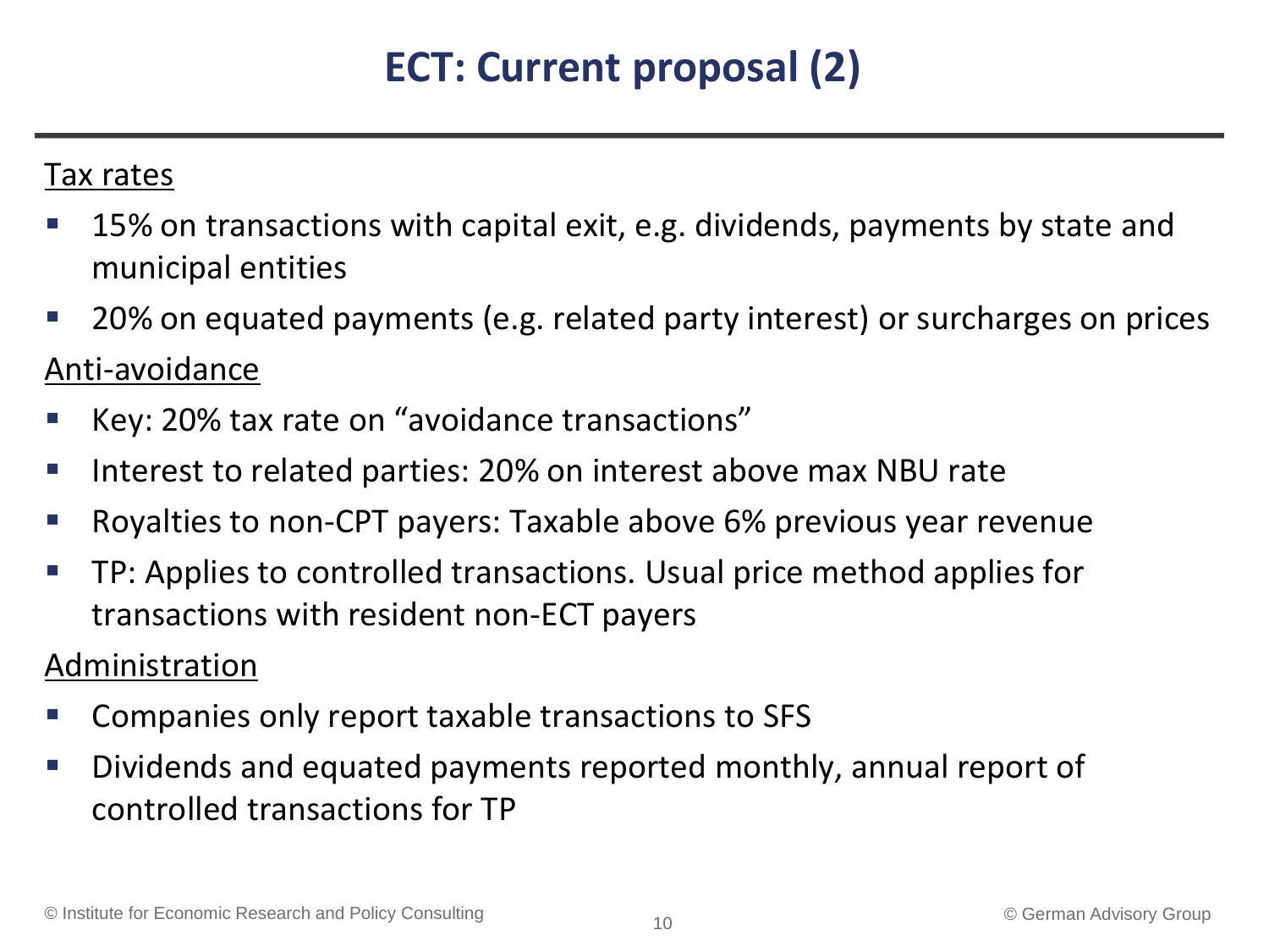# ECT: Current proposal (2)

Tax rates

- 15% on transactions with capital exit, e.g. dividends, payments by state and municipal entities
- 20% on equated payments (e.g. related party interest) or surcharges on prices

Anti-avoidance

- Key: 20% tax rate on "avoidance transactions"
- Interest to related parties: 20% on interest above max NBU rate
- Royalties to non-CPT payers: Taxable above 6% previous year revenue
- TP: Applies to controlled transactions. Usual price method applies for transactions with resident non-ECT payers

Administration

- Companies only report taxable transactions to SFS
- Dividends and equated payments reported monthly, annual report of controlled transactions for TP

© Institute for Economic Research and Policy Consulting © German Advisory Group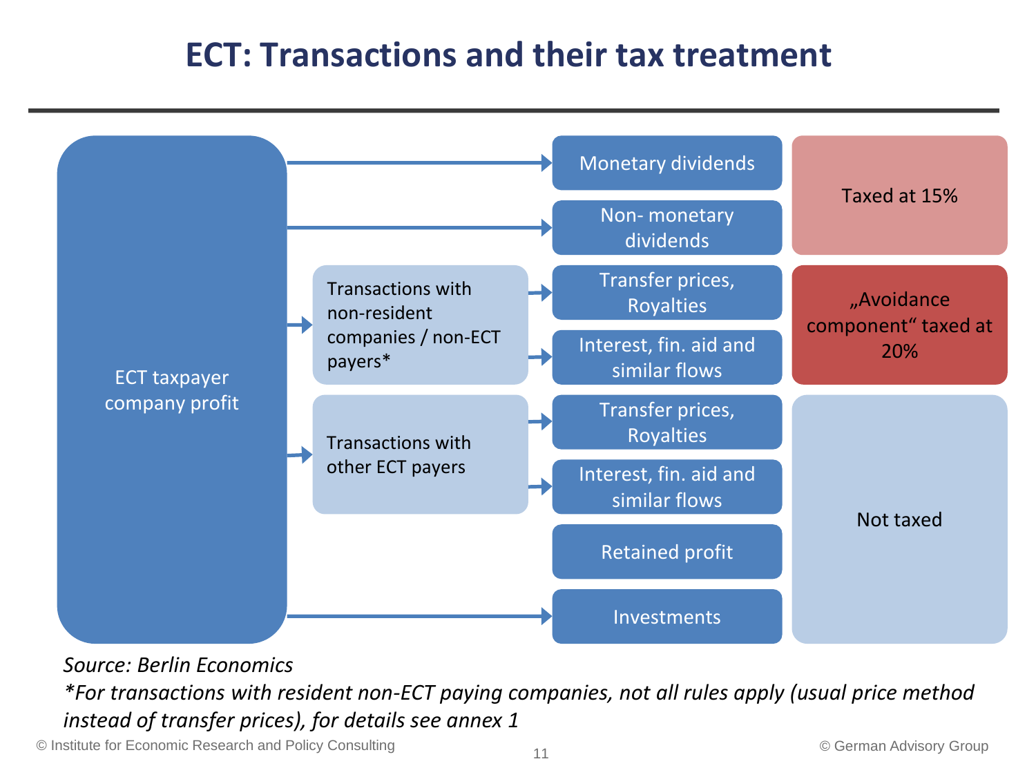# ECT: Transactions and their tax treatment

ECT taxpayer company profit

Transactions with non-resident companies / non-ECT payers*

Transactions with other ECT payers

Monetary dividends

Non- monetary dividends

Transfer prices, Royalties

Interest, fin. aid and similar flows

Transfer prices, Royalties

Interest, fin. aid and similar flows

Retained profit

Investments

Taxed at 15%

„Avoidance component“ taxed at 20%

Not taxed

*Source: Berlin Economics*

**For transactions with resident non-ECT paying companies, not all rules apply (usual price method instead of transfer prices), for details see annex 1*

© Institute for Economic Research and Policy Consulting

© German Advisory Group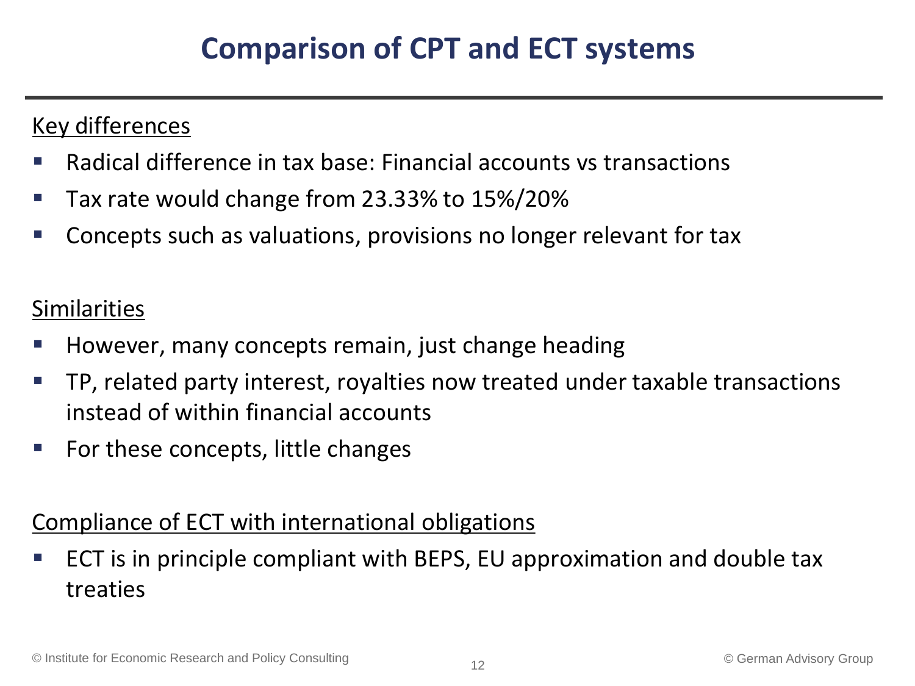# Comparison of CPT and ECT systems

Key differences

- Radical difference in tax base: Financial accounts vs transactions
- Tax rate would change from 23.33% to 15%/20%
- Concepts such as valuations, provisions no longer relevant for tax

Similarities

- However, many concepts remain, just change heading
- TP, related party interest, royalties now treated under taxable transactions instead of within financial accounts
- For these concepts, little changes

Compliance of ECT with international obligations

- ECT is in principle compliant with BEPS, EU approximation and double tax treaties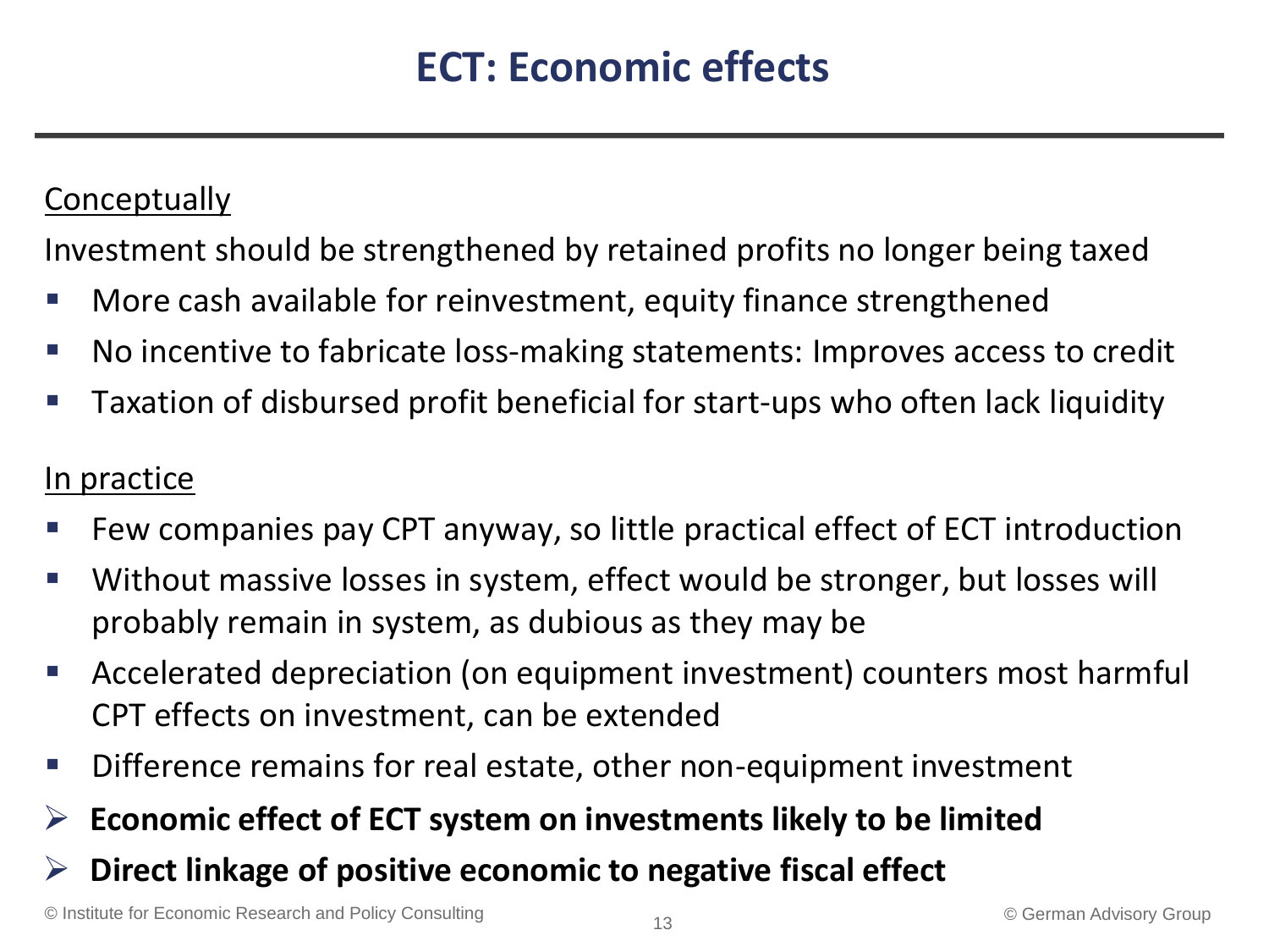# ECT: Economic effects

Conceptually

Investment should be strengthened by retained profits no longer being taxed

- More cash available for reinvestment, equity finance strengthened
- No incentive to fabricate loss-making statements: Improves access to credit
- Taxation of disbursed profit beneficial for start-ups who often lack liquidity

In practice

- Few companies pay CPT anyway, so little practical effect of ECT introduction
- Without massive losses in system, effect would be stronger, but losses will probably remain in system, as dubious as they may be
- Accelerated depreciation (on equipment investment) counters most harmful CPT effects on investment, can be extended
- Difference remains for real estate, other non-equipment investment

➢ **Economic effect of ECT system on investments likely to be limited**

➢ **Direct linkage of positive economic to negative fiscal effect**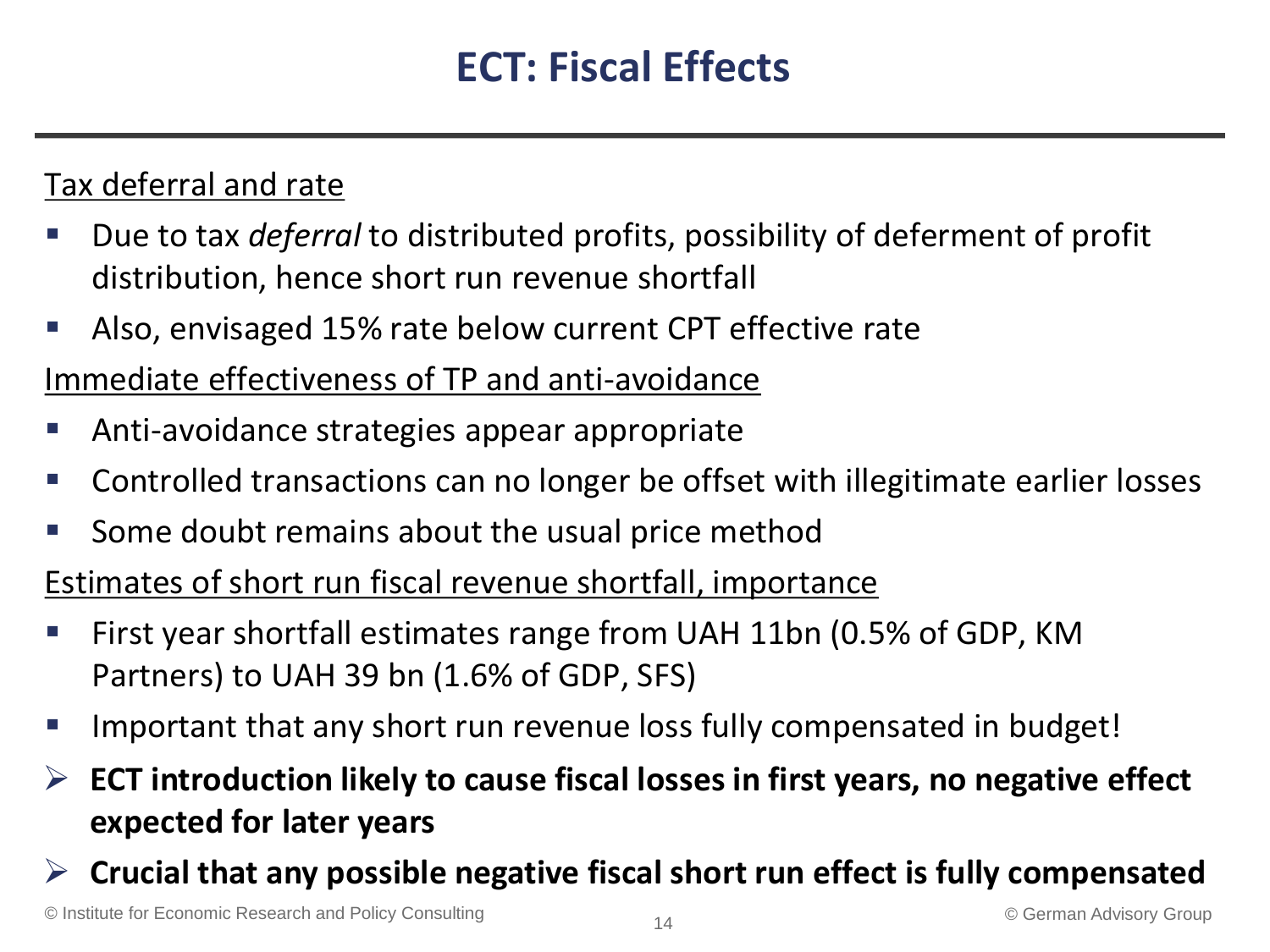# ECT: Fiscal Effects

Tax deferral and rate

- Due to tax *deferral* to distributed profits, possibility of deferment of profit distribution, hence short run revenue shortfall
- Also, envisaged 15% rate below current CPT effective rate

Immediate effectiveness of TP and anti-avoidance

- Anti-avoidance strategies appear appropriate
- Controlled transactions can no longer be offset with illegitimate earlier losses
- Some doubt remains about the usual price method

Estimates of short run fiscal revenue shortfall, importance

- First year shortfall estimates range from UAH 11bn (0.5% of GDP, KM Partners) to UAH 39 bn (1.6% of GDP, SFS)
- Important that any short run revenue loss fully compensated in budget!

➢ **ECT introduction likely to cause fiscal losses in first years, no negative effect expected for later years**

➢ **Crucial that any possible negative fiscal short run effect is fully compensated**

© Institute for Economic Research and Policy Consulting

© German Advisory Group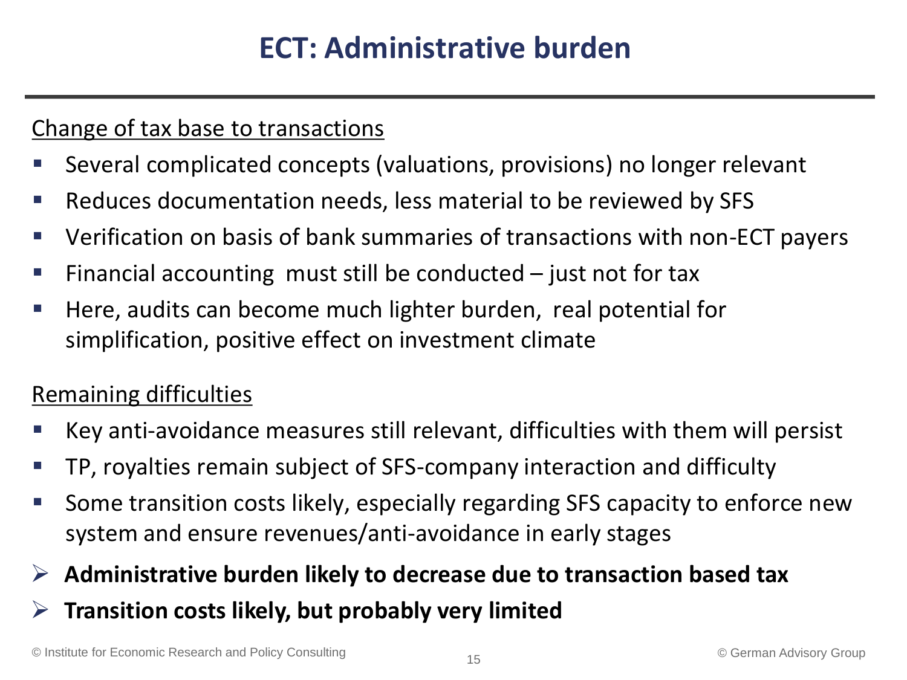# ECT: Administrative burden

Change of tax base to transactions

- Several complicated concepts (valuations, provisions) no longer relevant
- Reduces documentation needs, less material to be reviewed by SFS
- Verification on basis of bank summaries of transactions with non-ECT payers
- Financial accounting must still be conducted – just not for tax
- Here, audits can become much lighter burden, real potential for simplification, positive effect on investment climate

Remaining difficulties

- Key anti-avoidance measures still relevant, difficulties with them will persist
- TP, royalties remain subject of SFS-company interaction and difficulty
- Some transition costs likely, especially regarding SFS capacity to enforce new system and ensure revenues/anti-avoidance in early stages

➢ **Administrative burden likely to decrease due to transaction based tax**

➢ **Transition costs likely, but probably very limited**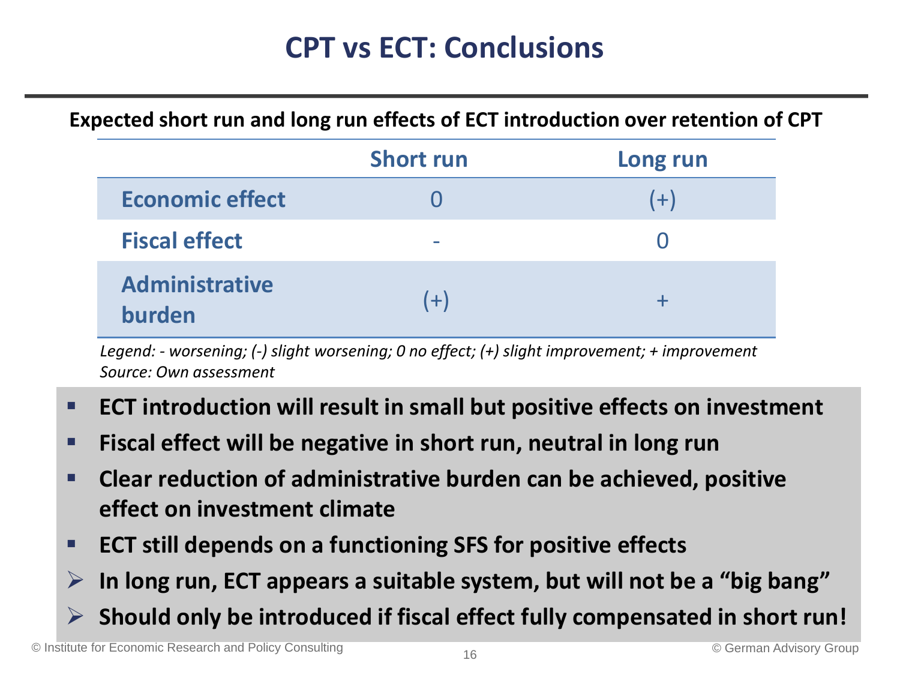# CPT vs ECT: Conclusions

**Expected short run and long run effects of ECT introduction over retention of CPT**

| | Short run | Long run |
|---|---|---|
| **Economic effect** | 0 | (+) |
| **Fiscal effect** | - | 0 |
| **Administrative burden** | (+) | + |

*Legend: - worsening; (-) slight worsening; 0 no effect; (+) slight improvement; + improvement*
*Source: Own assessment*

- **ECT introduction will result in small but positive effects on investment**
- **Fiscal effect will be negative in short run, neutral in long run**
- **Clear reduction of administrative burden can be achieved, positive effect on investment climate**
- **ECT still depends on a functioning SFS for positive effects**

➢ **In long run, ECT appears a suitable system, but will not be a "big bang"**

➢ **Should only be introduced if fiscal effect fully compensated in short run!**

© Institute for Economic Research and Policy Consulting | © German Advisory Group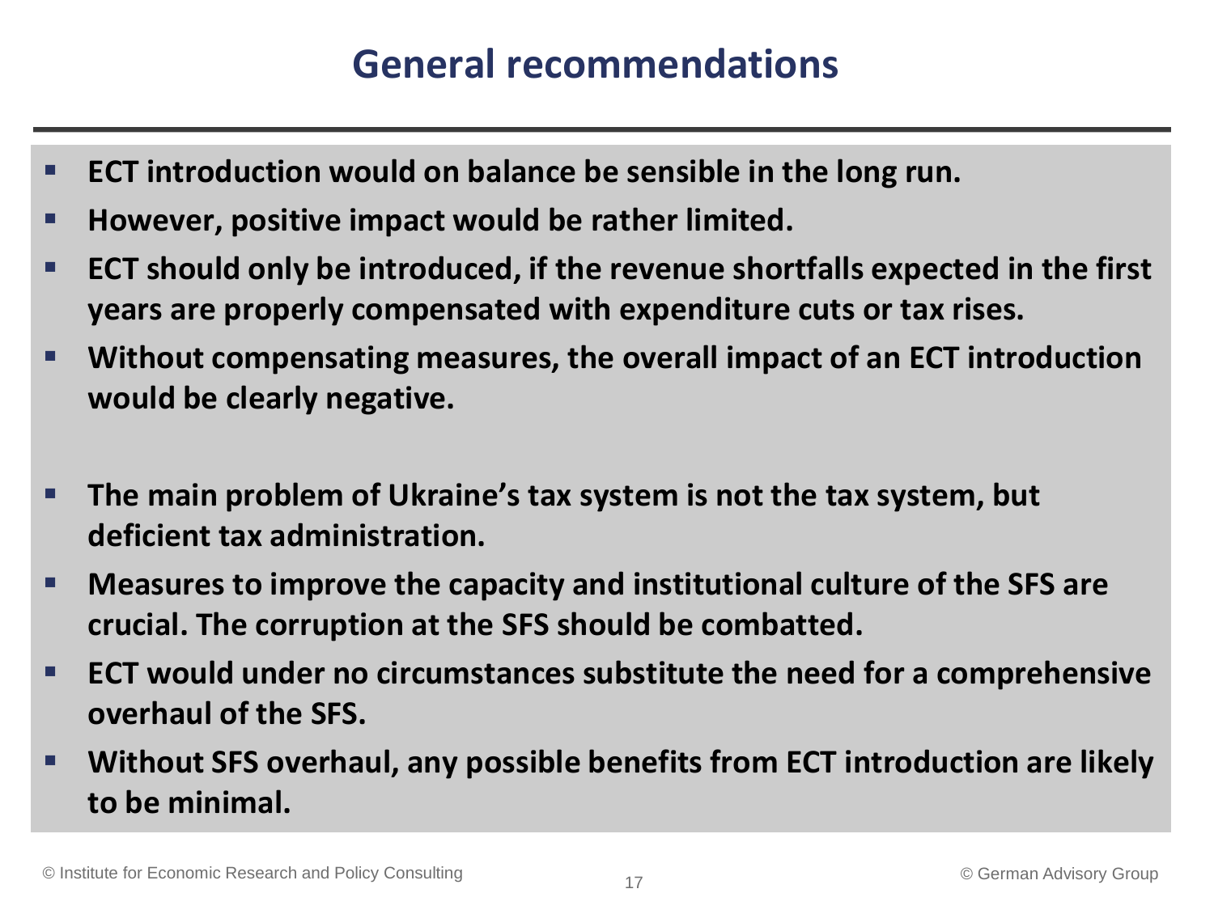# General recommendations

- **ECT introduction would on balance be sensible in the long run.**
- **However, positive impact would be rather limited.**
- **ECT should only be introduced, if the revenue shortfalls expected in the first years are properly compensated with expenditure cuts or tax rises.**
- **Without compensating measures, the overall impact of an ECT introduction would be clearly negative.**

- **The main problem of Ukraine's tax system is not the tax system, but deficient tax administration.**
- **Measures to improve the capacity and institutional culture of the SFS are crucial. The corruption at the SFS should be combatted.**
- **ECT would under no circumstances substitute the need for a comprehensive overhaul of the SFS.**
- **Without SFS overhaul, any possible benefits from ECT introduction are likely to be minimal.**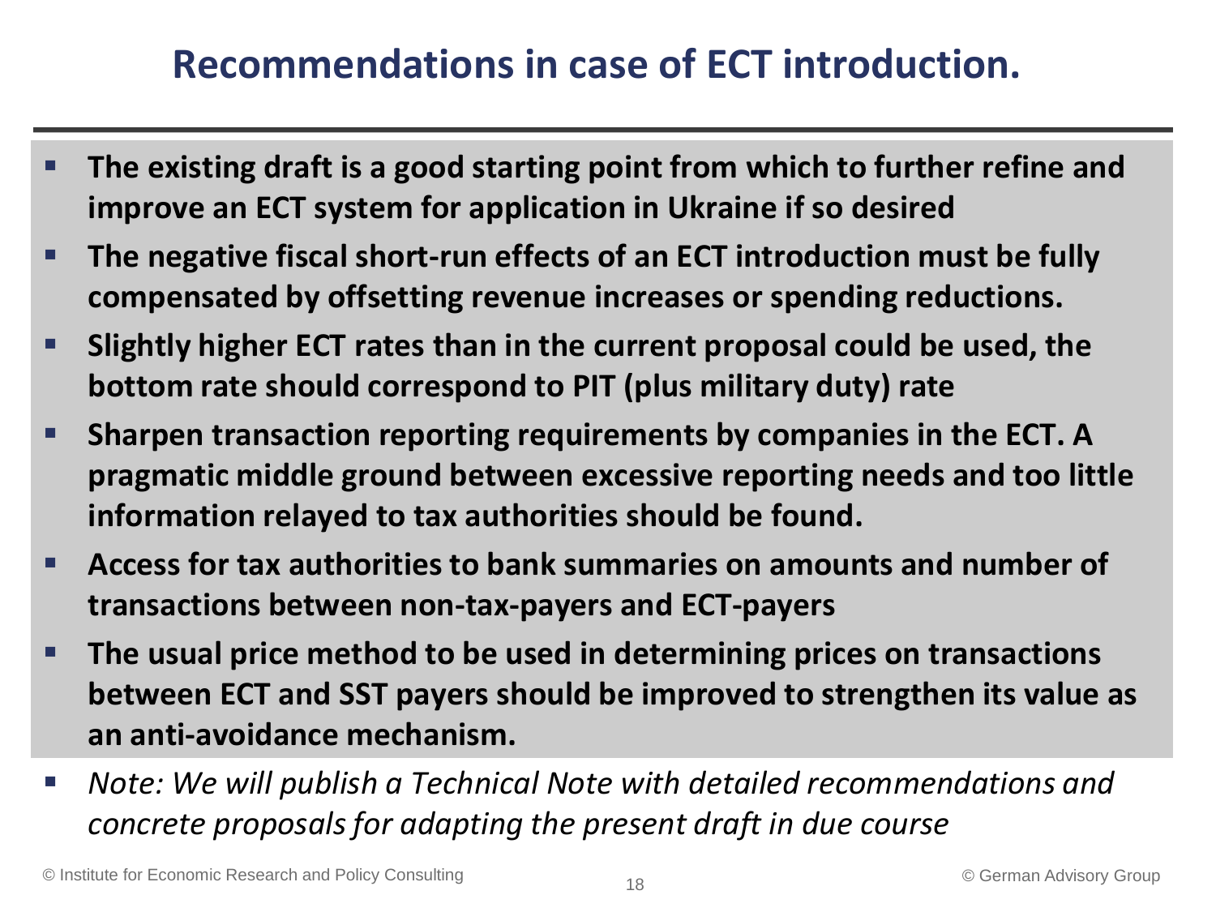# Recommendations in case of ECT introduction.

- **The existing draft is a good starting point from which to further refine and improve an ECT system for application in Ukraine if so desired**
- **The negative fiscal short-run effects of an ECT introduction must be fully compensated by offsetting revenue increases or spending reductions.**
- **Slightly higher ECT rates than in the current proposal could be used, the bottom rate should correspond to PIT (plus military duty) rate**
- **Sharpen transaction reporting requirements by companies in the ECT. A pragmatic middle ground between excessive reporting needs and too little information relayed to tax authorities should be found.**
- **Access for tax authorities to bank summaries on amounts and number of transactions between non-tax-payers and ECT-payers**
- **The usual price method to be used in determining prices on transactions between ECT and SST payers should be improved to strengthen its value as an anti-avoidance mechanism.**
- *Note: We will publish a Technical Note with detailed recommendations and concrete proposals for adapting the present draft in due course*

© Institute for Economic Research and Policy Consulting

© German Advisory Group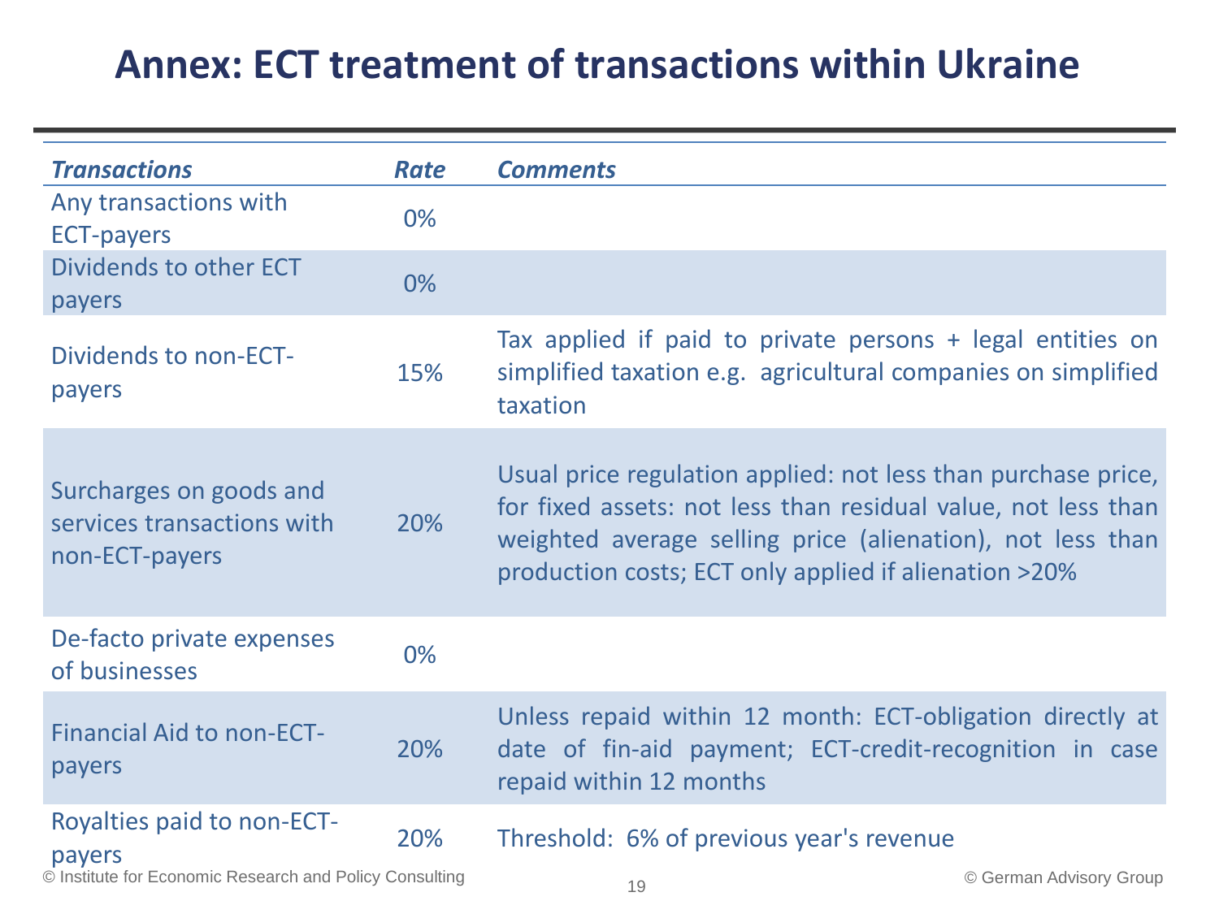# Annex: ECT treatment of transactions within Ukraine

| *Transactions* | *Rate* | *Comments* |
| --- | --- | --- |
| Any transactions with ECT-payers | 0% | |
| Dividends to other ECT payers | 0% | |
| Dividends to non-ECT-payers | 15% | Tax applied if paid to private persons + legal entities on simplified taxation e.g. agricultural companies on simplified taxation |
| Surcharges on goods and services transactions with non-ECT-payers | 20% | Usual price regulation applied: not less than purchase price, for fixed assets: not less than residual value, not less than weighted average selling price (alienation), not less than production costs; ECT only applied if alienation >20% |
| De-facto private expenses of businesses | 0% | |
| Financial Aid to non-ECT-payers | 20% | Unless repaid within 12 month: ECT-obligation directly at date of fin-aid payment; ECT-credit-recognition in case repaid within 12 months |
| Royalties paid to non-ECT-payers | 20% | Threshold: 6% of previous year's revenue |

© Institute for Economic Research and Policy Consulting

© German Advisory Group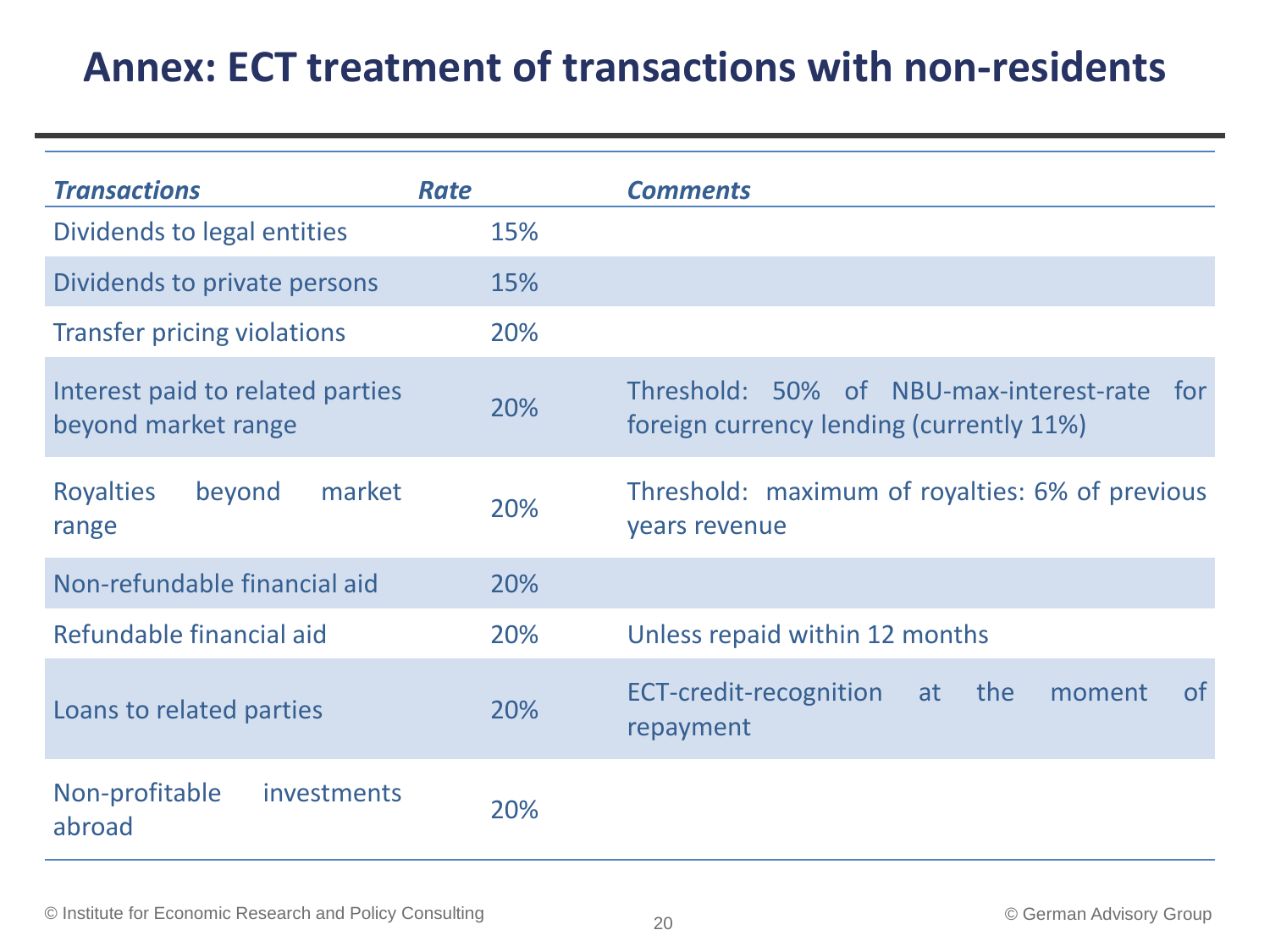# Annex: ECT treatment of transactions with non-residents

| *Transactions* | *Rate* | *Comments* |
|---|---|---|
| Dividends to legal entities | 15% | |
| Dividends to private persons | 15% | |
| Transfer pricing violations | 20% | |
| Interest paid to related parties beyond market range | 20% | Threshold: 50% of NBU-max-interest-rate for foreign currency lending (currently 11%) |
| Royalties beyond market range | 20% | Threshold: maximum of royalties: 6% of previous years revenue |
| Non-refundable financial aid | 20% | |
| Refundable financial aid | 20% | Unless repaid within 12 months |
| Loans to related parties | 20% | ECT-credit-recognition at the moment of repayment |
| Non-profitable investments abroad | 20% | |

© Institute for Economic Research and Policy Consulting

© German Advisory Group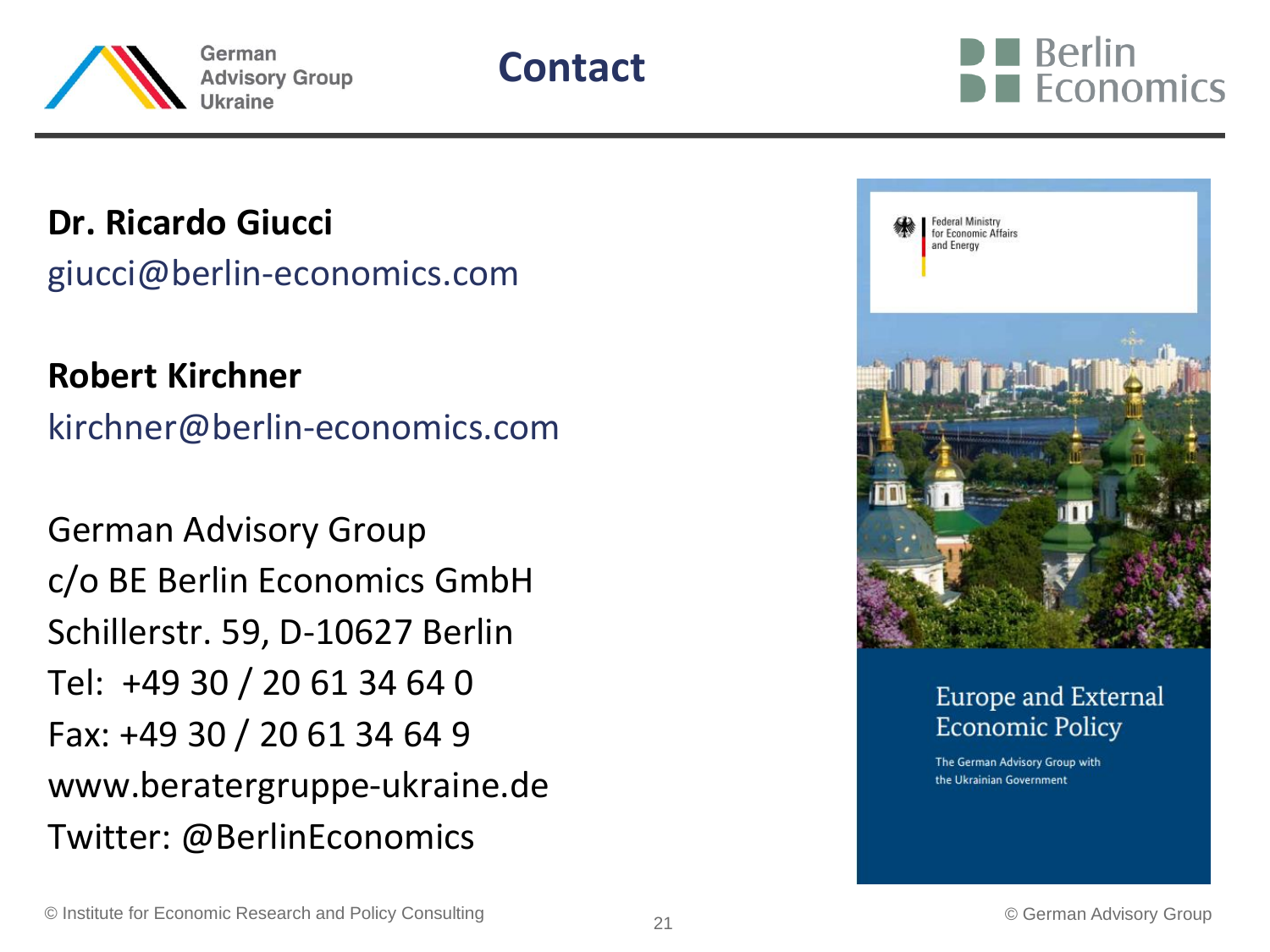# Contact

**Dr. Ricardo Giucci**
giucci@berlin-economics.com

**Robert Kirchner**
kirchner@berlin-economics.com

German Advisory Group
c/o BE Berlin Economics GmbH
Schillerstr. 59, D-10627 Berlin
Tel: +49 30 / 20 61 34 64 0
Fax: +49 30 / 20 61 34 64 9
www.beratergruppe-ukraine.de
Twitter: @BerlinEconomics

Federal Ministry for Economic Affairs and Energy

Europe and External Economic Policy

The German Advisory Group with the Ukrainian Government